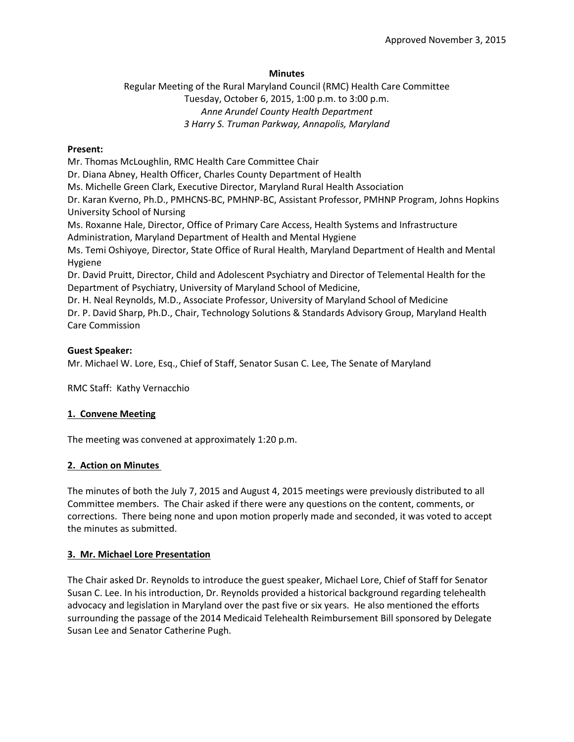Approved November 3, 2015

**Minutes**

Regular Meeting of the Rural Maryland Council (RMC) Health Care Committee
Tuesday, October 6, 2015, 1:00 p.m. to 3:00 p.m.
*Anne Arundel County Health Department*
*3 Harry S. Truman Parkway, Annapolis, Maryland*

**Present:**

Mr. Thomas McLoughlin, RMC Health Care Committee Chair
Dr. Diana Abney, Health Officer, Charles County Department of Health
Ms. Michelle Green Clark, Executive Director, Maryland Rural Health Association
Dr. Karan Kverno, Ph.D., PMHCNS-BC, PMHNP-BC, Assistant Professor, PMHNP Program, Johns Hopkins University School of Nursing
Ms. Roxanne Hale, Director, Office of Primary Care Access, Health Systems and Infrastructure Administration, Maryland Department of Health and Mental Hygiene
Ms. Temi Oshiyoye, Director, State Office of Rural Health, Maryland Department of Health and Mental Hygiene
Dr. David Pruitt, Director, Child and Adolescent Psychiatry and Director of Telemental Health for the Department of Psychiatry, University of Maryland School of Medicine,
Dr. H. Neal Reynolds, M.D., Associate Professor, University of Maryland School of Medicine
Dr. P. David Sharp, Ph.D., Chair, Technology Solutions & Standards Advisory Group, Maryland Health Care Commission

**Guest Speaker:**

Mr. Michael W. Lore, Esq., Chief of Staff, Senator Susan C. Lee, The Senate of Maryland

RMC Staff: Kathy Vernacchio

## 1. Convene Meeting

The meeting was convened at approximately 1:20 p.m.

## 2. Action on Minutes

The minutes of both the July 7, 2015 and August 4, 2015 meetings were previously distributed to all Committee members. The Chair asked if there were any questions on the content, comments, or corrections. There being none and upon motion properly made and seconded, it was voted to accept the minutes as submitted.

## 3. Mr. Michael Lore Presentation

The Chair asked Dr. Reynolds to introduce the guest speaker, Michael Lore, Chief of Staff for Senator Susan C. Lee. In his introduction, Dr. Reynolds provided a historical background regarding telehealth advocacy and legislation in Maryland over the past five or six years. He also mentioned the efforts surrounding the passage of the 2014 Medicaid Telehealth Reimbursement Bill sponsored by Delegate Susan Lee and Senator Catherine Pugh.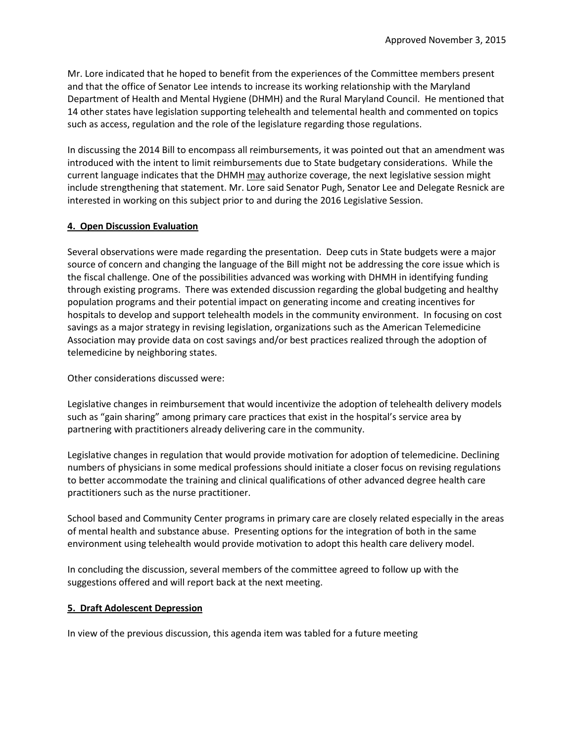Approved November 3, 2015

Mr. Lore indicated that he hoped to benefit from the experiences of the Committee members present and that the office of Senator Lee intends to increase its working relationship with the Maryland Department of Health and Mental Hygiene (DHMH) and the Rural Maryland Council. He mentioned that 14 other states have legislation supporting telehealth and telemental health and commented on topics such as access, regulation and the role of the legislature regarding those regulations.

In discussing the 2014 Bill to encompass all reimbursements, it was pointed out that an amendment was introduced with the intent to limit reimbursements due to State budgetary considerations. While the current language indicates that the DHMH <u>may</u> authorize coverage, the next legislative session might include strengthening that statement. Mr. Lore said Senator Pugh, Senator Lee and Delegate Resnick are interested in working on this subject prior to and during the 2016 Legislative Session.

**4. Open Discussion Evaluation**

Several observations were made regarding the presentation. Deep cuts in State budgets were a major source of concern and changing the language of the Bill might not be addressing the core issue which is the fiscal challenge. One of the possibilities advanced was working with DHMH in identifying funding through existing programs. There was extended discussion regarding the global budgeting and healthy population programs and their potential impact on generating income and creating incentives for hospitals to develop and support telehealth models in the community environment. In focusing on cost savings as a major strategy in revising legislation, organizations such as the American Telemedicine Association may provide data on cost savings and/or best practices realized through the adoption of telemedicine by neighboring states.

Other considerations discussed were:

Legislative changes in reimbursement that would incentivize the adoption of telehealth delivery models such as "gain sharing" among primary care practices that exist in the hospital's service area by partnering with practitioners already delivering care in the community.

Legislative changes in regulation that would provide motivation for adoption of telemedicine. Declining numbers of physicians in some medical professions should initiate a closer focus on revising regulations to better accommodate the training and clinical qualifications of other advanced degree health care practitioners such as the nurse practitioner.

School based and Community Center programs in primary care are closely related especially in the areas of mental health and substance abuse. Presenting options for the integration of both in the same environment using telehealth would provide motivation to adopt this health care delivery model.

In concluding the discussion, several members of the committee agreed to follow up with the suggestions offered and will report back at the next meeting.

**5. Draft Adolescent Depression**

In view of the previous discussion, this agenda item was tabled for a future meeting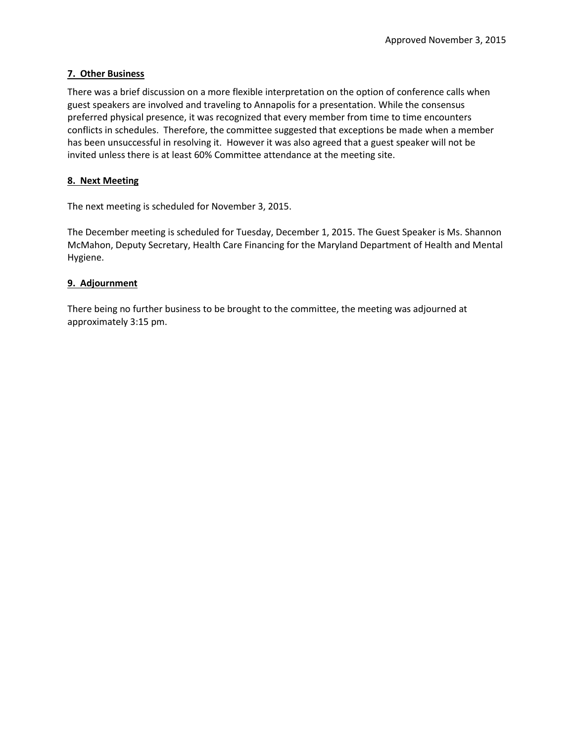Approved November 3, 2015

## 7. Other Business

There was a brief discussion on a more flexible interpretation on the option of conference calls when guest speakers are involved and traveling to Annapolis for a presentation. While the consensus preferred physical presence, it was recognized that every member from time to time encounters conflicts in schedules. Therefore, the committee suggested that exceptions be made when a member has been unsuccessful in resolving it. However it was also agreed that a guest speaker will not be invited unless there is at least 60% Committee attendance at the meeting site.

## 8. Next Meeting

The next meeting is scheduled for November 3, 2015.

The December meeting is scheduled for Tuesday, December 1, 2015. The Guest Speaker is Ms. Shannon McMahon, Deputy Secretary, Health Care Financing for the Maryland Department of Health and Mental Hygiene.

## 9. Adjournment

There being no further business to be brought to the committee, the meeting was adjourned at approximately 3:15 pm.